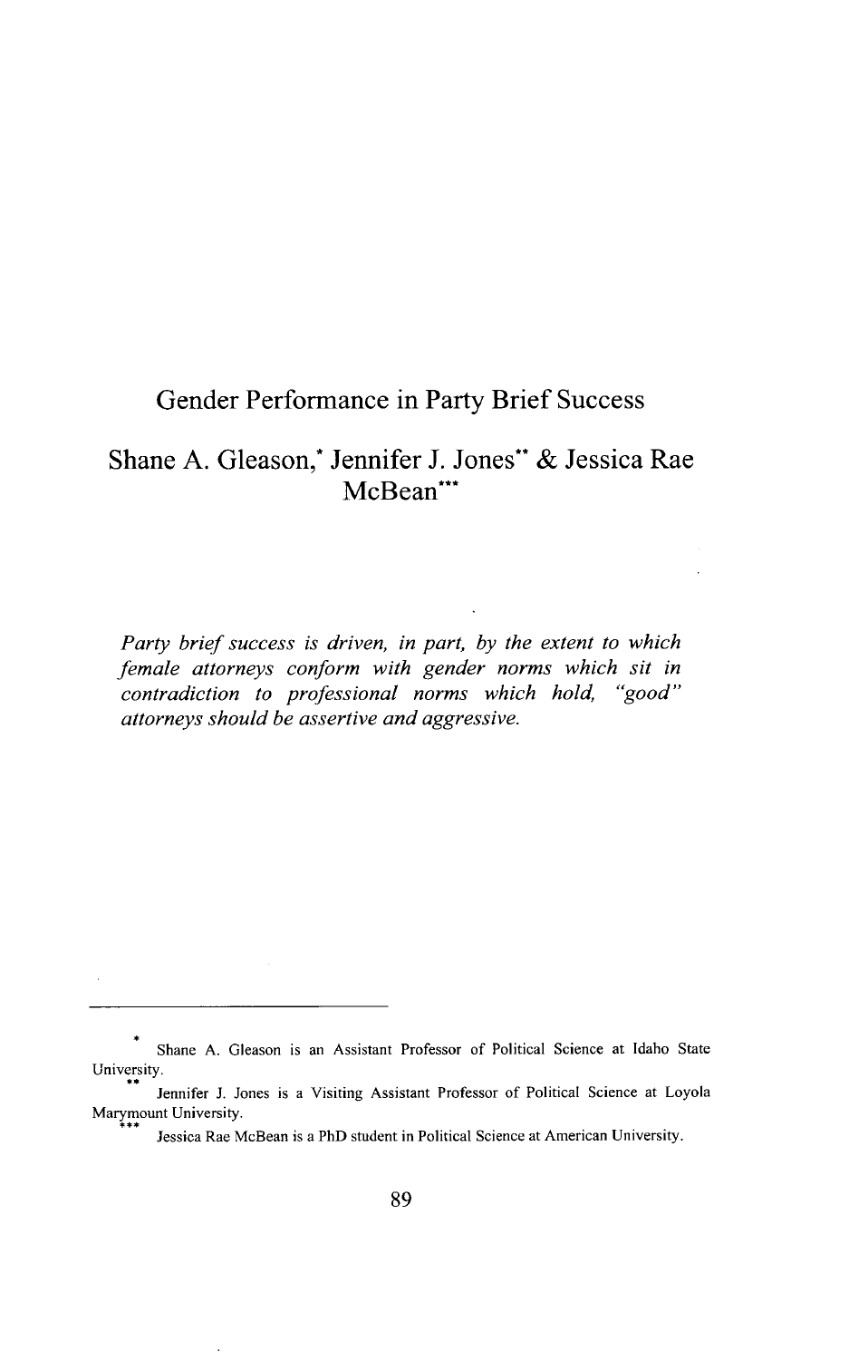# Gender Performance in Party Brief Success

## Shane A. Gleason,[*] Jennifer J. Jones[**] & Jessica Rae McBean[***]

*Party brief success is driven, in part, by the extent to which female attorneys conform with gender norms which sit in contradiction to professional norms which hold, "good" attorneys should be assertive and aggressive.*

---

[*] Shane A. Gleason is an Assistant Professor of Political Science at Idaho State University.

[**] Jennifer J. Jones is a Visiting Assistant Professor of Political Science at Loyola Marymount University.

[***] Jessica Rae McBean is a PhD student in Political Science at American University.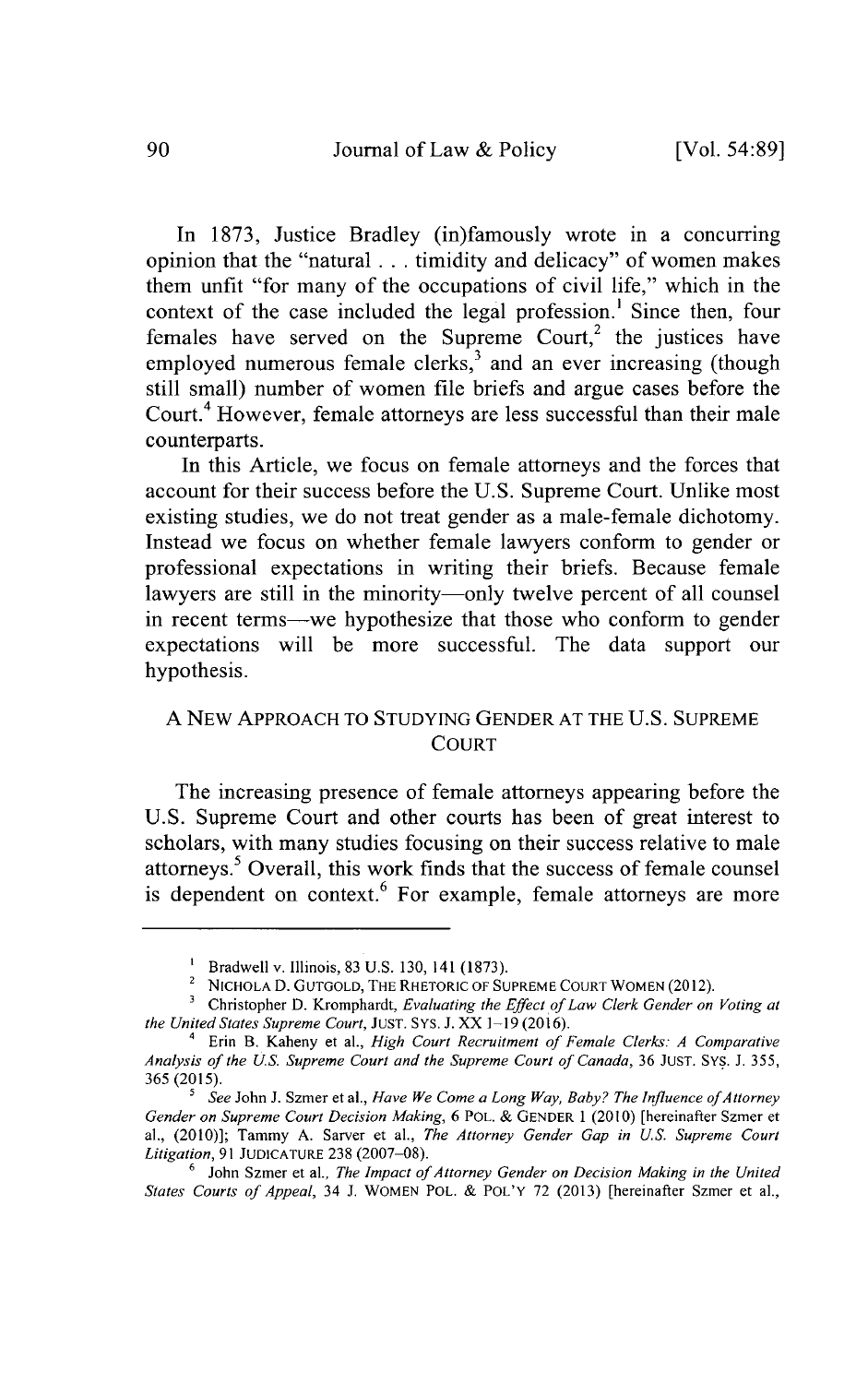In 1873, Justice Bradley (in)famously wrote in a concurring opinion that the "natural . . . timidity and delicacy" of women makes them unfit "for many of the occupations of civil life," which in the context of the case included the legal profession.[1] Since then, four females have served on the Supreme Court,[2] the justices have employed numerous female clerks,[3] and an ever increasing (though still small) number of women file briefs and argue cases before the Court.[4] However, female attorneys are less successful than their male counterparts.

In this Article, we focus on female attorneys and the forces that account for their success before the U.S. Supreme Court. Unlike most existing studies, we do not treat gender as a male-female dichotomy. Instead we focus on whether female lawyers conform to gender or professional expectations in writing their briefs. Because female lawyers are still in the minority—only twelve percent of all counsel in recent terms—we hypothesize that those who conform to gender expectations will be more successful. The data support our hypothesis.

## A NEW APPROACH TO STUDYING GENDER AT THE U.S. SUPREME COURT

The increasing presence of female attorneys appearing before the U.S. Supreme Court and other courts has been of great interest to scholars, with many studies focusing on their success relative to male attorneys.[5] Overall, this work finds that the success of female counsel is dependent on context.[6] For example, female attorneys are more

---

[1] Bradwell v. Illinois, 83 U.S. 130, 141 (1873).

[2] NICHOLA D. GUTGOLD, THE RHETORIC OF SUPREME COURT WOMEN (2012).

[3] Christopher D. Kromphardt, *Evaluating the Effect of Law Clerk Gender on Voting at the United States Supreme Court*, JUST. SYS. J. XX 1–19 (2016).

[4] Erin B. Kaheny et al., *High Court Recruitment of Female Clerks: A Comparative Analysis of the U.S. Supreme Court and the Supreme Court of Canada*, 36 JUST. SYS. J. 355, 365 (2015).

[5] *See* John J. Szmer et al., *Have We Come a Long Way, Baby? The Influence of Attorney Gender on Supreme Court Decision Making*, 6 POL. & GENDER 1 (2010) [hereinafter Szmer et al., (2010)]; Tammy A. Sarver et al., *The Attorney Gender Gap in U.S. Supreme Court Litigation*, 91 JUDICATURE 238 (2007–08).

[6] John Szmer et al., *The Impact of Attorney Gender on Decision Making in the United States Courts of Appeal*, 34 J. WOMEN POL. & POL'Y 72 (2013) [hereinafter Szmer et al.,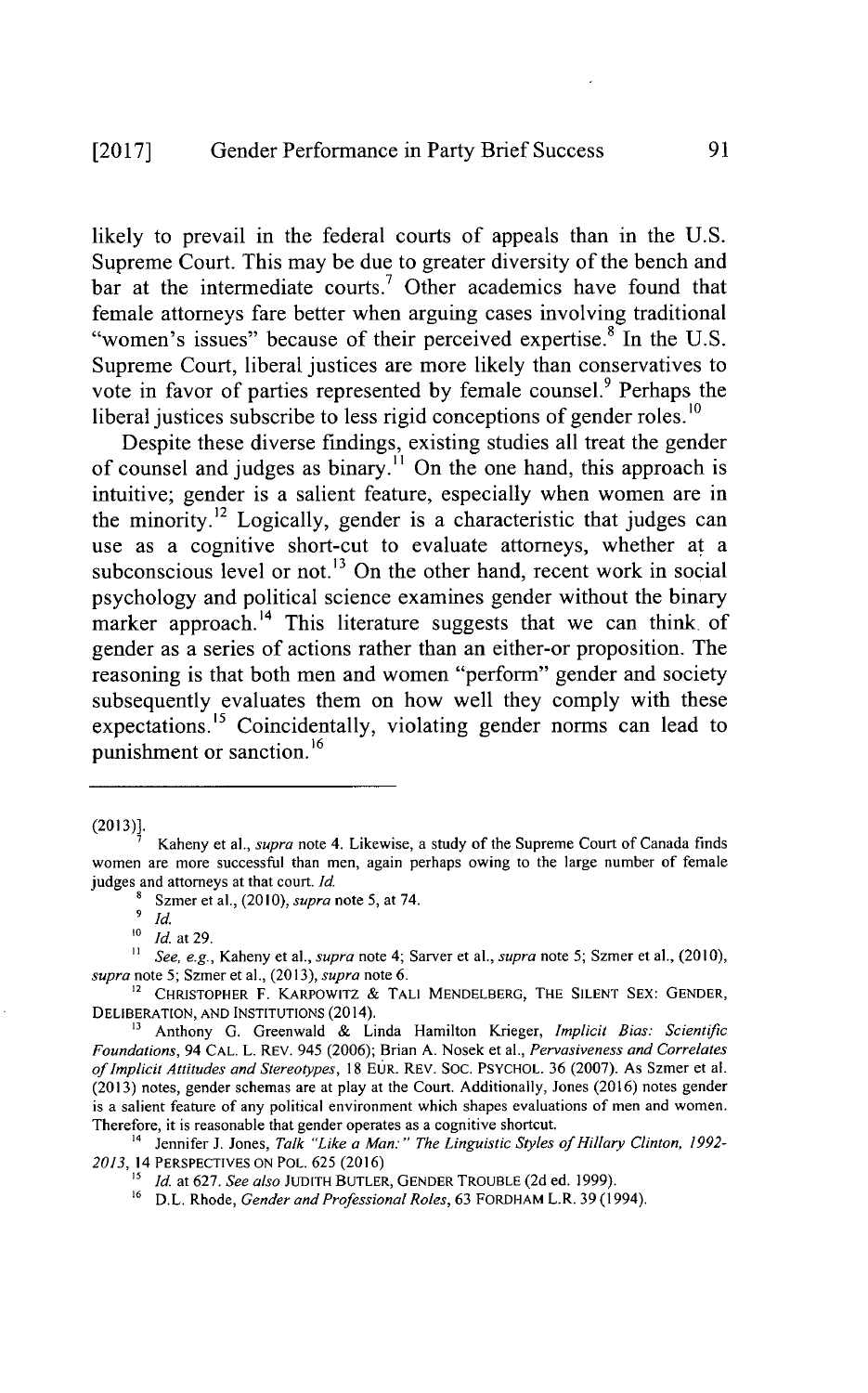likely to prevail in the federal courts of appeals than in the U.S. Supreme Court. This may be due to greater diversity of the bench and bar at the intermediate courts.[7] Other academics have found that female attorneys fare better when arguing cases involving traditional "women's issues" because of their perceived expertise.[8] In the U.S. Supreme Court, liberal justices are more likely than conservatives to vote in favor of parties represented by female counsel.[9] Perhaps the liberal justices subscribe to less rigid conceptions of gender roles.[10]

Despite these diverse findings, existing studies all treat the gender of counsel and judges as binary.[11] On the one hand, this approach is intuitive; gender is a salient feature, especially when women are in the minority.[12] Logically, gender is a characteristic that judges can use as a cognitive short-cut to evaluate attorneys, whether at a subconscious level or not.[13] On the other hand, recent work in social psychology and political science examines gender without the binary marker approach.[14] This literature suggests that we can think of gender as a series of actions rather than an either-or proposition. The reasoning is that both men and women "perform" gender and society subsequently evaluates them on how well they comply with these expectations.[15] Coincidentally, violating gender norms can lead to punishment or sanction.[16]

---

(2013)].

[7] Kaheny et al., *supra* note 4. Likewise, a study of the Supreme Court of Canada finds women are more successful than men, again perhaps owing to the large number of female judges and attorneys at that court. *Id.*

[8] Szmer et al., (2010), *supra* note 5, at 74.

[9] *Id.*

[10] *Id.* at 29.

[11] *See, e.g.*, Kaheny et al., *supra* note 4; Sarver et al., *supra* note 5; Szmer et al., (2010), *supra* note 5; Szmer et al., (2013), *supra* note 6.

[12] CHRISTOPHER F. KARPOWITZ & TALI MENDELBERG, THE SILENT SEX: GENDER, DELIBERATION, AND INSTITUTIONS (2014).

[13] Anthony G. Greenwald & Linda Hamilton Krieger, *Implicit Bias: Scientific Foundations*, 94 CAL. L. REV. 945 (2006); Brian A. Nosek et al., *Pervasiveness and Correlates of Implicit Attitudes and Stereotypes*, 18 EUR. REV. SOC. PSYCHOL. 36 (2007). As Szmer et al. (2013) notes, gender schemas are at play at the Court. Additionally, Jones (2016) notes gender is a salient feature of any political environment which shapes evaluations of men and women. Therefore, it is reasonable that gender operates as a cognitive shortcut.

[14] Jennifer J. Jones, *Talk "Like a Man:" The Linguistic Styles of Hillary Clinton, 1992-2013*, 14 PERSPECTIVES ON POL. 625 (2016)

[15] *Id.* at 627. *See also* JUDITH BUTLER, GENDER TROUBLE (2d ed. 1999).

[16] D.L. Rhode, *Gender and Professional Roles*, 63 FORDHAM L.R. 39 (1994).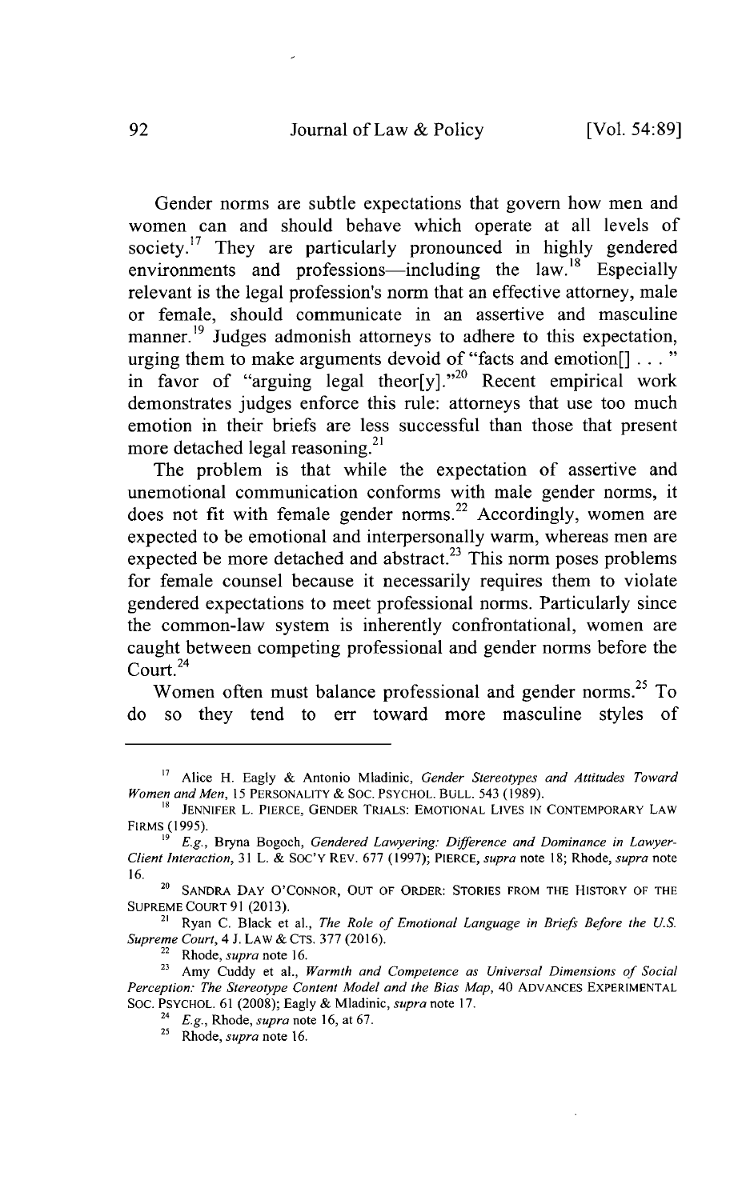Gender norms are subtle expectations that govern how men and women can and should behave which operate at all levels of society.[17] They are particularly pronounced in highly gendered environments and professions—including the law.[18] Especially relevant is the legal profession's norm that an effective attorney, male or female, should communicate in an assertive and masculine manner.[19] Judges admonish attorneys to adhere to this expectation, urging them to make arguments devoid of "facts and emotion[] . . . " in favor of "arguing legal theor[y]."[20] Recent empirical work demonstrates judges enforce this rule: attorneys that use too much emotion in their briefs are less successful than those that present more detached legal reasoning.[21]

The problem is that while the expectation of assertive and unemotional communication conforms with male gender norms, it does not fit with female gender norms.[22] Accordingly, women are expected to be emotional and interpersonally warm, whereas men are expected be more detached and abstract.[23] This norm poses problems for female counsel because it necessarily requires them to violate gendered expectations to meet professional norms. Particularly since the common-law system is inherently confrontational, women are caught between competing professional and gender norms before the Court.[24]

Women often must balance professional and gender norms.[25] To do so they tend to err toward more masculine styles of

---

[17] Alice H. Eagly & Antonio Mladinic, *Gender Stereotypes and Attitudes Toward Women and Men*, 15 PERSONALITY & SOC. PSYCHOL. BULL. 543 (1989).

[18] JENNIFER L. PIERCE, GENDER TRIALS: EMOTIONAL LIVES IN CONTEMPORARY LAW FIRMS (1995).

[19] *E.g.*, Bryna Bogoch, *Gendered Lawyering: Difference and Dominance in Lawyer-Client Interaction*, 31 L. & SOC'Y REV. 677 (1997); PIERCE, *supra* note 18; Rhode, *supra* note 16.

[20] SANDRA DAY O'CONNOR, OUT OF ORDER: STORIES FROM THE HISTORY OF THE SUPREME COURT 91 (2013).

[21] Ryan C. Black et al., *The Role of Emotional Language in Briefs Before the U.S. Supreme Court*, 4 J. LAW & CTS. 377 (2016).

[22] Rhode, *supra* note 16.

[23] Amy Cuddy et al., *Warmth and Competence as Universal Dimensions of Social Perception: The Stereotype Content Model and the Bias Map*, 40 ADVANCES EXPERIMENTAL SOC. PSYCHOL. 61 (2008); Eagly & Mladinic, *supra* note 17.

[24] *E.g.*, Rhode, *supra* note 16, at 67.

[25] Rhode, *supra* note 16.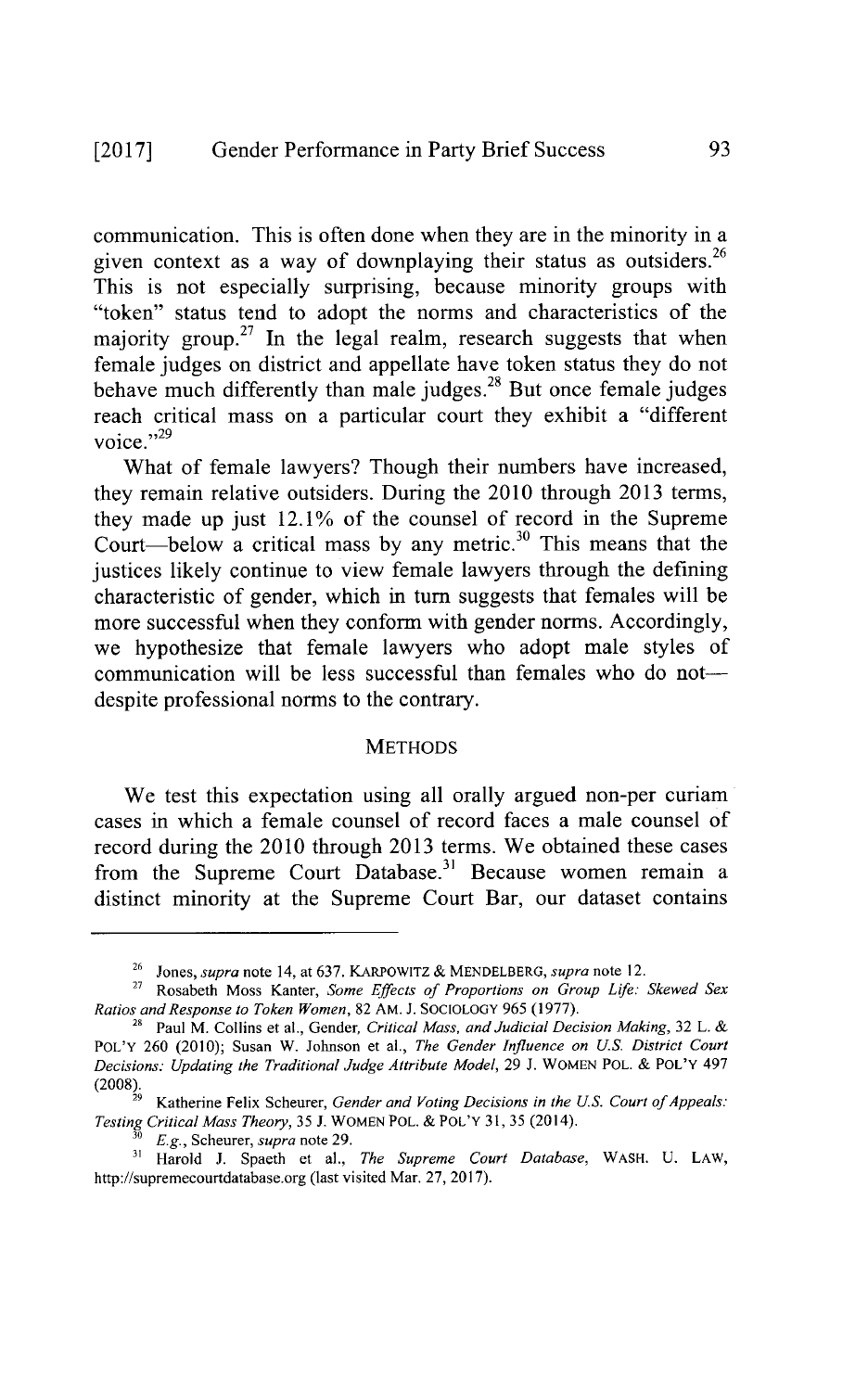communication. This is often done when they are in the minority in a given context as a way of downplaying their status as outsiders.[26] This is not especially surprising, because minority groups with "token" status tend to adopt the norms and characteristics of the majority group.[27] In the legal realm, research suggests that when female judges on district and appellate have token status they do not behave much differently than male judges.[28] But once female judges reach critical mass on a particular court they exhibit a "different voice."[29]

What of female lawyers? Though their numbers have increased, they remain relative outsiders. During the 2010 through 2013 terms, they made up just 12.1% of the counsel of record in the Supreme Court—below a critical mass by any metric.[30] This means that the justices likely continue to view female lawyers through the defining characteristic of gender, which in turn suggests that females will be more successful when they conform with gender norms. Accordingly, we hypothesize that female lawyers who adopt male styles of communication will be less successful than females who do not—despite professional norms to the contrary.

## METHODS

We test this expectation using all orally argued non-per curiam cases in which a female counsel of record faces a male counsel of record during the 2010 through 2013 terms. We obtained these cases from the Supreme Court Database.[31] Because women remain a distinct minority at the Supreme Court Bar, our dataset contains

---

[26] Jones, *supra* note 14, at 637. KARPOWITZ & MENDELBERG, *supra* note 12.

[27] Rosabeth Moss Kanter, *Some Effects of Proportions on Group Life: Skewed Sex Ratios and Response to Token Women*, 82 AM. J. SOCIOLOGY 965 (1977).

[28] Paul M. Collins et al., Gender, *Critical Mass, and Judicial Decision Making*, 32 L. & POL'Y 260 (2010); Susan W. Johnson et al., *The Gender Influence on U.S. District Court Decisions: Updating the Traditional Judge Attribute Model*, 29 J. WOMEN POL. & POL'Y 497 (2008).

[29] Katherine Felix Scheurer, *Gender and Voting Decisions in the U.S. Court of Appeals: Testing Critical Mass Theory*, 35 J. WOMEN POL. & POL'Y 31, 35 (2014).

[30] *E.g.*, Scheurer, *supra* note 29.

[31] Harold J. Spaeth et al., *The Supreme Court Database*, WASH. U. LAW, http://supremecourtdatabase.org (last visited Mar. 27, 2017).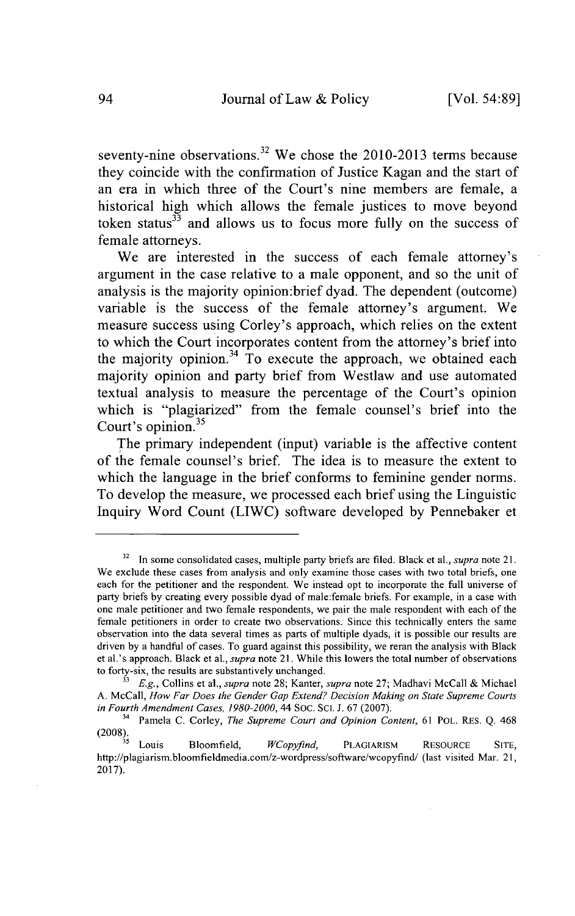seventy-nine observations.[32] We chose the 2010-2013 terms because they coincide with the confirmation of Justice Kagan and the start of an era in which three of the Court's nine members are female, a historical high which allows the female justices to move beyond token status[33] and allows us to focus more fully on the success of female attorneys.

We are interested in the success of each female attorney's argument in the case relative to a male opponent, and so the unit of analysis is the majority opinion:brief dyad. The dependent (outcome) variable is the success of the female attorney's argument. We measure success using Corley's approach, which relies on the extent to which the Court incorporates content from the attorney's brief into the majority opinion.[34] To execute the approach, we obtained each majority opinion and party brief from Westlaw and use automated textual analysis to measure the percentage of the Court's opinion which is "plagiarized" from the female counsel's brief into the Court's opinion.[35]

The primary independent (input) variable is the affective content of the female counsel's brief. The idea is to measure the extent to which the language in the brief conforms to feminine gender norms. To develop the measure, we processed each brief using the Linguistic Inquiry Word Count (LIWC) software developed by Pennebaker et

---

[32] In some consolidated cases, multiple party briefs are filed. Black et al., *supra* note 21. We exclude these cases from analysis and only examine those cases with two total briefs, one each for the petitioner and the respondent. We instead opt to incorporate the full universe of party briefs by creating every possible dyad of male:female briefs. For example, in a case with one male petitioner and two female respondents, we pair the male respondent with each of the female petitioners in order to create two observations. Since this technically enters the same observation into the data several times as parts of multiple dyads, it is possible our results are driven by a handful of cases. To guard against this possibility, we reran the analysis with Black et al.'s approach. Black et al., *supra* note 21. While this lowers the total number of observations to forty-six, the results are substantively unchanged.

[33] *E.g.*, Collins et al., *supra* note 28; Kanter, *supra* note 27; Madhavi McCall & Michael A. McCall, *How Far Does the Gender Gap Extend? Decision Making on State Supreme Courts in Fourth Amendment Cases, 1980-2000*, 44 SOC. SCI. J. 67 (2007).

[34] Pamela C. Corley, *The Supreme Court and Opinion Content*, 61 POL. RES. Q. 468 (2008).

[35] Louis Bloomfield, *WCopyfind*, PLAGIARISM RESOURCE SITE, http://plagiarism.bloomfieldmedia.com/z-wordpress/software/wcopyfind/ (last visited Mar. 21, 2017).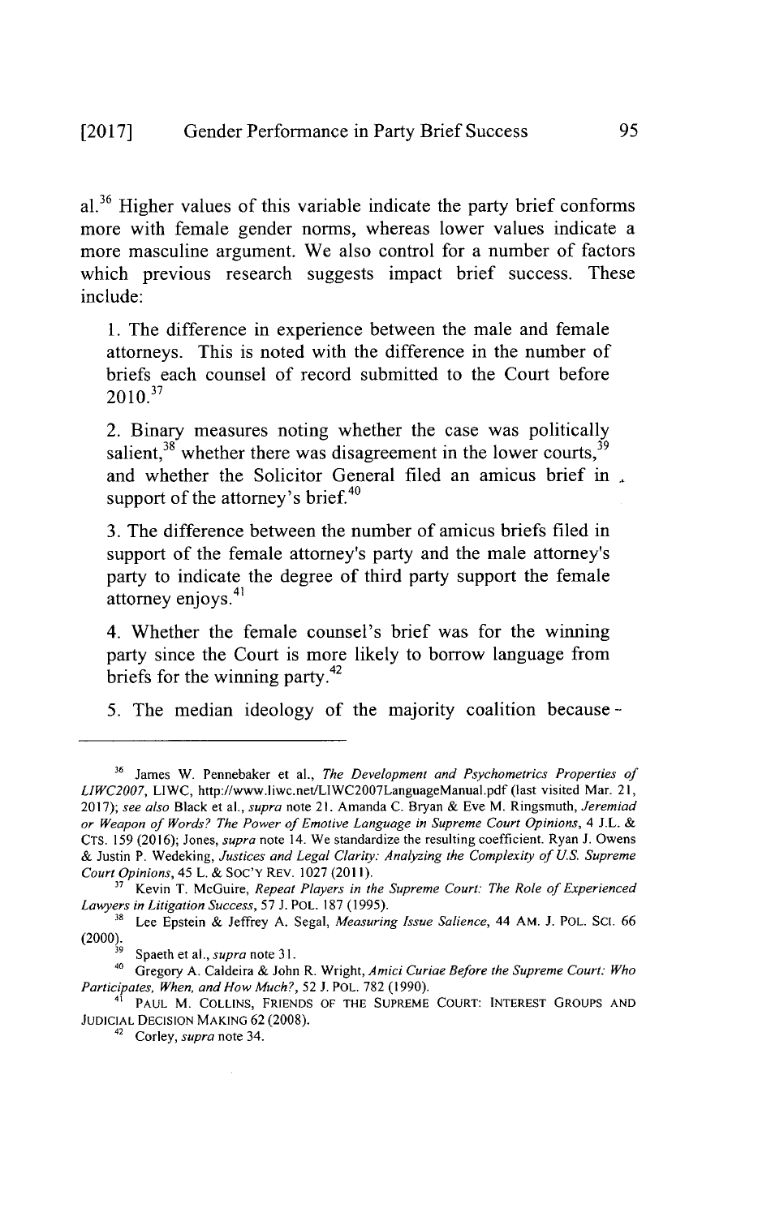al.[36] Higher values of this variable indicate the party brief conforms more with female gender norms, whereas lower values indicate a more masculine argument. We also control for a number of factors which previous research suggests impact brief success. These include:

1. The difference in experience between the male and female attorneys. This is noted with the difference in the number of briefs each counsel of record submitted to the Court before 2010.[37]

2. Binary measures noting whether the case was politically salient,[38] whether there was disagreement in the lower courts,[39] and whether the Solicitor General filed an amicus brief in support of the attorney's brief.[40]

3. The difference between the number of amicus briefs filed in support of the female attorney's party and the male attorney's party to indicate the degree of third party support the female attorney enjoys.[41]

4. Whether the female counsel's brief was for the winning party since the Court is more likely to borrow language from briefs for the winning party.[42]

5. The median ideology of the majority coalition because

---

[36] James W. Pennebaker et al., *The Development and Psychometrics Properties of LIWC2007*, LIWC, http://www.liwc.net/LIWC2007LanguageManual.pdf (last visited Mar. 21, 2017); *see also* Black et al., *supra* note 21. Amanda C. Bryan & Eve M. Ringsmuth, *Jeremiad or Weapon of Words? The Power of Emotive Language in Supreme Court Opinions*, 4 J.L. & CTS. 159 (2016); Jones, *supra* note 14. We standardize the resulting coefficient. Ryan J. Owens & Justin P. Wedeking, *Justices and Legal Clarity: Analyzing the Complexity of U.S. Supreme Court Opinions*, 45 L. & SOC'Y REV. 1027 (2011).

[37] Kevin T. McGuire, *Repeat Players in the Supreme Court: The Role of Experienced Lawyers in Litigation Success*, 57 J. POL. 187 (1995).

[38] Lee Epstein & Jeffrey A. Segal, *Measuring Issue Salience*, 44 AM. J. POL. SCI. 66 (2000).

[39] Spaeth et al., *supra* note 31.

[40] Gregory A. Caldeira & John R. Wright, *Amici Curiae Before the Supreme Court: Who Participates, When, and How Much?*, 52 J. POL. 782 (1990).

[41] PAUL M. COLLINS, FRIENDS OF THE SUPREME COURT: INTEREST GROUPS AND JUDICIAL DECISION MAKING 62 (2008).

[42] Corley, *supra* note 34.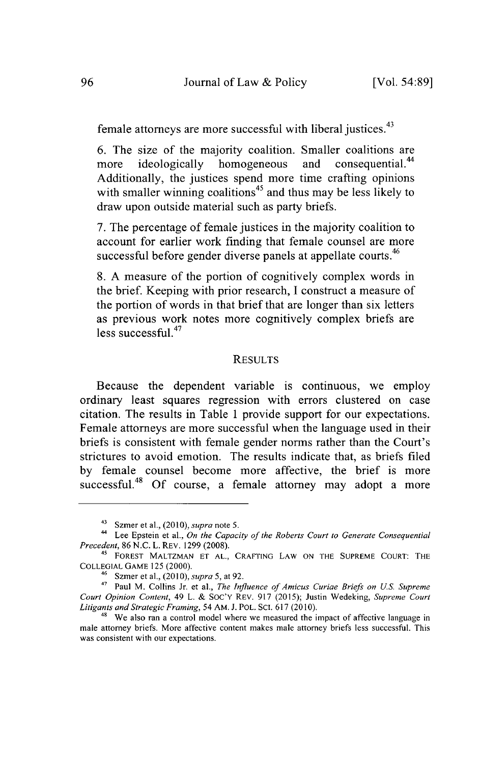female attorneys are more successful with liberal justices.[43]

6. The size of the majority coalition. Smaller coalitions are more ideologically homogeneous and consequential.[44] Additionally, the justices spend more time crafting opinions with smaller winning coalitions[45] and thus may be less likely to draw upon outside material such as party briefs.

7. The percentage of female justices in the majority coalition to account for earlier work finding that female counsel are more successful before gender diverse panels at appellate courts.[46]

8. A measure of the portion of cognitively complex words in the brief. Keeping with prior research, I construct a measure of the portion of words in that brief that are longer than six letters as previous work notes more cognitively complex briefs are less successful.[47]

## RESULTS

Because the dependent variable is continuous, we employ ordinary least squares regression with errors clustered on case citation. The results in Table 1 provide support for our expectations. Female attorneys are more successful when the language used in their briefs is consistent with female gender norms rather than the Court's strictures to avoid emotion. The results indicate that, as briefs filed by female counsel become more affective, the brief is more successful.[48] Of course, a female attorney may adopt a more

---

[43] Szmer et al., (2010), *supra* note 5.

[44] Lee Epstein et al., *On the Capacity of the Roberts Court to Generate Consequential Precedent*, 86 N.C. L. REV. 1299 (2008).

[45] FOREST MALTZMAN ET AL., CRAFTING LAW ON THE SUPREME COURT: THE COLLEGIAL GAME 125 (2000).

[46] Szmer et al., (2010), *supra* 5, at 92.

[47] Paul M. Collins Jr. et al., *The Influence of Amicus Curiae Briefs on U.S. Supreme Court Opinion Content*, 49 L. & SOC'Y REV. 917 (2015); Justin Wedeking, *Supreme Court Litigants and Strategic Framing*, 54 AM. J. POL. SCI. 617 (2010).

[48] We also ran a control model where we measured the impact of affective language in male attorney briefs. More affective content makes male attorney briefs less successful. This was consistent with our expectations.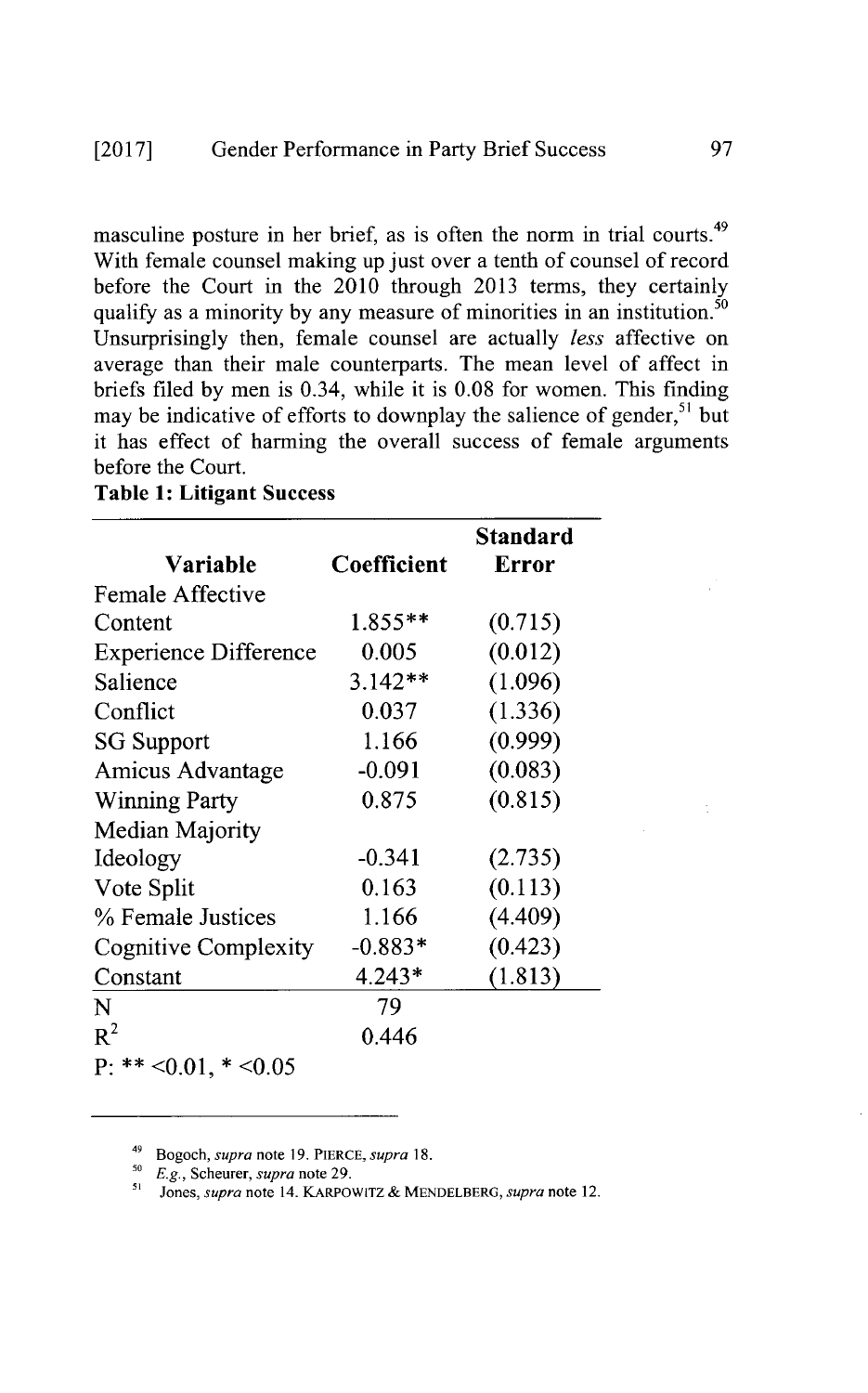masculine posture in her brief, as is often the norm in trial courts.[49] With female counsel making up just over a tenth of counsel of record before the Court in the 2010 through 2013 terms, they certainly qualify as a minority by any measure of minorities in an institution.[50] Unsurprisingly then, female counsel are actually *less* affective on average than their male counterparts. The mean level of affect in briefs filed by men is 0.34, while it is 0.08 for women. This finding may be indicative of efforts to downplay the salience of gender,[51] but it has effect of harming the overall success of female arguments before the Court.

**Table 1: Litigant Success**

| Variable | Coefficient | Standard Error |
|---|---|---|
| Female Affective Content | 1.855** | (0.715) |
| Experience Difference | 0.005 | (0.012) |
| Salience | 3.142** | (1.096) |
| Conflict | 0.037 | (1.336) |
| SG Support | 1.166 | (0.999) |
| Amicus Advantage | -0.091 | (0.083) |
| Winning Party | 0.875 | (0.815) |
| Median Majority Ideology | -0.341 | (2.735) |
| Vote Split | 0.163 | (0.113) |
| % Female Justices | 1.166 | (4.409) |
| Cognitive Complexity | -0.883* | (0.423) |
| Constant | 4.243* | (1.813) |
| N | 79 | |
| $R^2$ | 0.446 | |
| P: ** <0.01, * <0.05 | | |

---

[49] Bogoch, *supra* note 19. PIERCE, *supra* 18.

[50] *E.g.*, Scheurer, *supra* note 29.

[51] Jones, *supra* note 14. KARPOWITZ & MENDELBERG, *supra* note 12.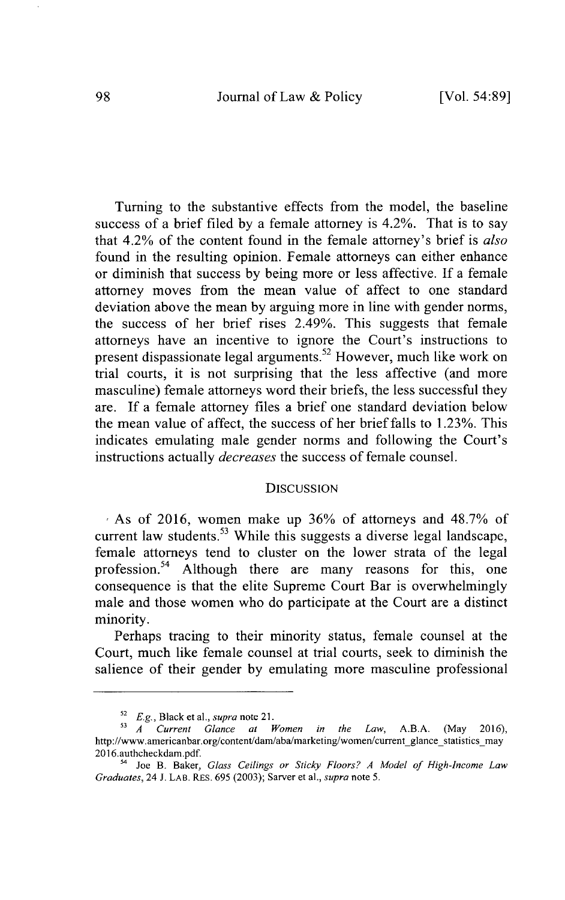Turning to the substantive effects from the model, the baseline success of a brief filed by a female attorney is 4.2%. That is to say that 4.2% of the content found in the female attorney's brief is *also* found in the resulting opinion. Female attorneys can either enhance or diminish that success by being more or less affective. If a female attorney moves from the mean value of affect to one standard deviation above the mean by arguing more in line with gender norms, the success of her brief rises 2.49%. This suggests that female attorneys have an incentive to ignore the Court's instructions to present dispassionate legal arguments.[52] However, much like work on trial courts, it is not surprising that the less affective (and more masculine) female attorneys word their briefs, the less successful they are. If a female attorney files a brief one standard deviation below the mean value of affect, the success of her brief falls to 1.23%. This indicates emulating male gender norms and following the Court's instructions actually *decreases* the success of female counsel.

## DISCUSSION

As of 2016, women make up 36% of attorneys and 48.7% of current law students.[53] While this suggests a diverse legal landscape, female attorneys tend to cluster on the lower strata of the legal profession.[54] Although there are many reasons for this, one consequence is that the elite Supreme Court Bar is overwhelmingly male and those women who do participate at the Court are a distinct minority.

Perhaps tracing to their minority status, female counsel at the Court, much like female counsel at trial courts, seek to diminish the salience of their gender by emulating more masculine professional

---

[52] *E.g.*, Black et al., *supra* note 21.

[53] *A Current Glance at Women in the Law*, A.B.A. (May 2016), http://www.americanbar.org/content/dam/aba/marketing/women/current_glance_statistics_may2016.authcheckdam.pdf.

[54] Joe B. Baker, *Glass Ceilings or Sticky Floors? A Model of High-Income Law Graduates*, 24 J. LAB. RES. 695 (2003); Sarver et al., *supra* note 5.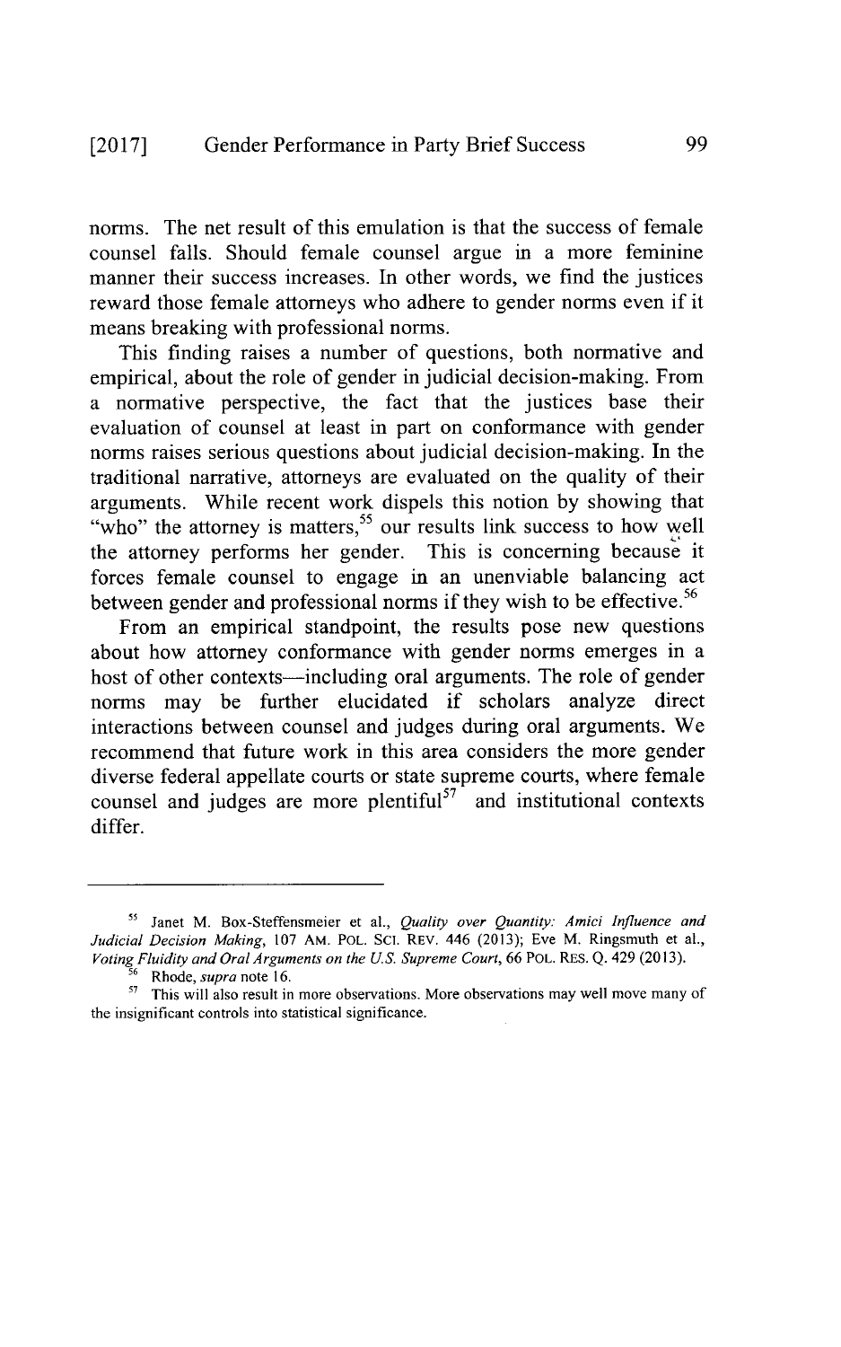norms. The net result of this emulation is that the success of female counsel falls. Should female counsel argue in a more feminine manner their success increases. In other words, we find the justices reward those female attorneys who adhere to gender norms even if it means breaking with professional norms.

This finding raises a number of questions, both normative and empirical, about the role of gender in judicial decision-making. From a normative perspective, the fact that the justices base their evaluation of counsel at least in part on conformance with gender norms raises serious questions about judicial decision-making. In the traditional narrative, attorneys are evaluated on the quality of their arguments. While recent work dispels this notion by showing that "who" the attorney is matters,[55] our results link success to how well the attorney performs her gender. This is concerning because it forces female counsel to engage in an unenviable balancing act between gender and professional norms if they wish to be effective.[56]

From an empirical standpoint, the results pose new questions about how attorney conformance with gender norms emerges in a host of other contexts—including oral arguments. The role of gender norms may be further elucidated if scholars analyze direct interactions between counsel and judges during oral arguments. We recommend that future work in this area considers the more gender diverse federal appellate courts or state supreme courts, where female counsel and judges are more plentiful[57] and institutional contexts differ.

---

[55] Janet M. Box-Steffensmeier et al., *Quality over Quantity: Amici Influence and Judicial Decision Making*, 107 AM. POL. SCI. REV. 446 (2013); Eve M. Ringsmuth et al., *Voting Fluidity and Oral Arguments on the U.S. Supreme Court*, 66 POL. RES. Q. 429 (2013).

[56] Rhode, *supra* note 16.

[57] This will also result in more observations. More observations may well move many of the insignificant controls into statistical significance.